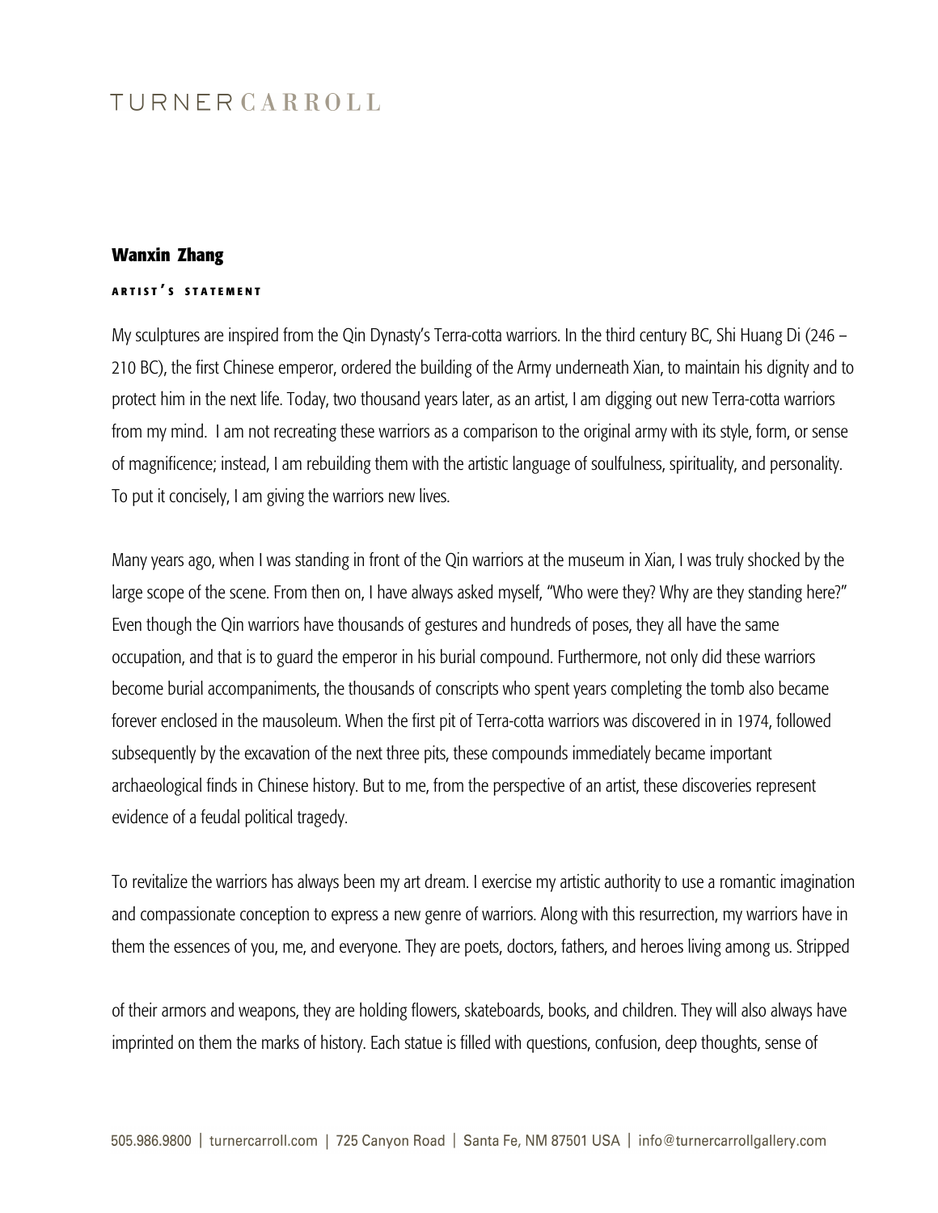# TURNER CARROLL

## Wanxin Zhang

### ARTIST'S STATEMENT

My sculptures are inspired from the Qin Dynasty's Terra-cotta warriors. In the third century BC, Shi Huang Di (246 – 210 BC), the first Chinese emperor, ordered the building of the Army underneath Xian, to maintain his dignity and to protect him in the next life. Today, two thousand years later, as an artist, I am digging out new Terra-cotta warriors from my mind.  I am not recreating these warriors as a comparison to the original army with its style, form, or sense of magnificence; instead, I am rebuilding them with the artistic language of soulfulness, spirituality, and personality. To put it concisely, I am giving the warriors new lives.

Many years ago, when I was standing in front of the Qin warriors at the museum in Xian, I was truly shocked by the large scope of the scene. From then on, I have always asked myself, "Who were they? Why are they standing here?" Even though the Qin warriors have thousands of gestures and hundreds of poses, they all have the same occupation, and that is to guard the emperor in his burial compound. Furthermore, not only did these warriors become burial accompaniments, the thousands of conscripts who spent years completing the tomb also became forever enclosed in the mausoleum. When the first pit of Terra-cotta warriors was discovered in in 1974, followed subsequently by the excavation of the next three pits, these compounds immediately became important archaeological finds in Chinese history. But to me, from the perspective of an artist, these discoveries represent evidence of a feudal political tragedy.

To revitalize the warriors has always been my art dream. I exercise my artistic authority to use a romantic imagination and compassionate conception to express a new genre of warriors. Along with this resurrection, my warriors have in them the essences of you, me, and everyone. They are poets, doctors, fathers, and heroes living among us. Stripped of their armors and weapons, they are holding flowers, skateboards, books, and children. They will also always have imprinted on them the marks of history. Each statue is filled with questions, confusion, deep thoughts, sense of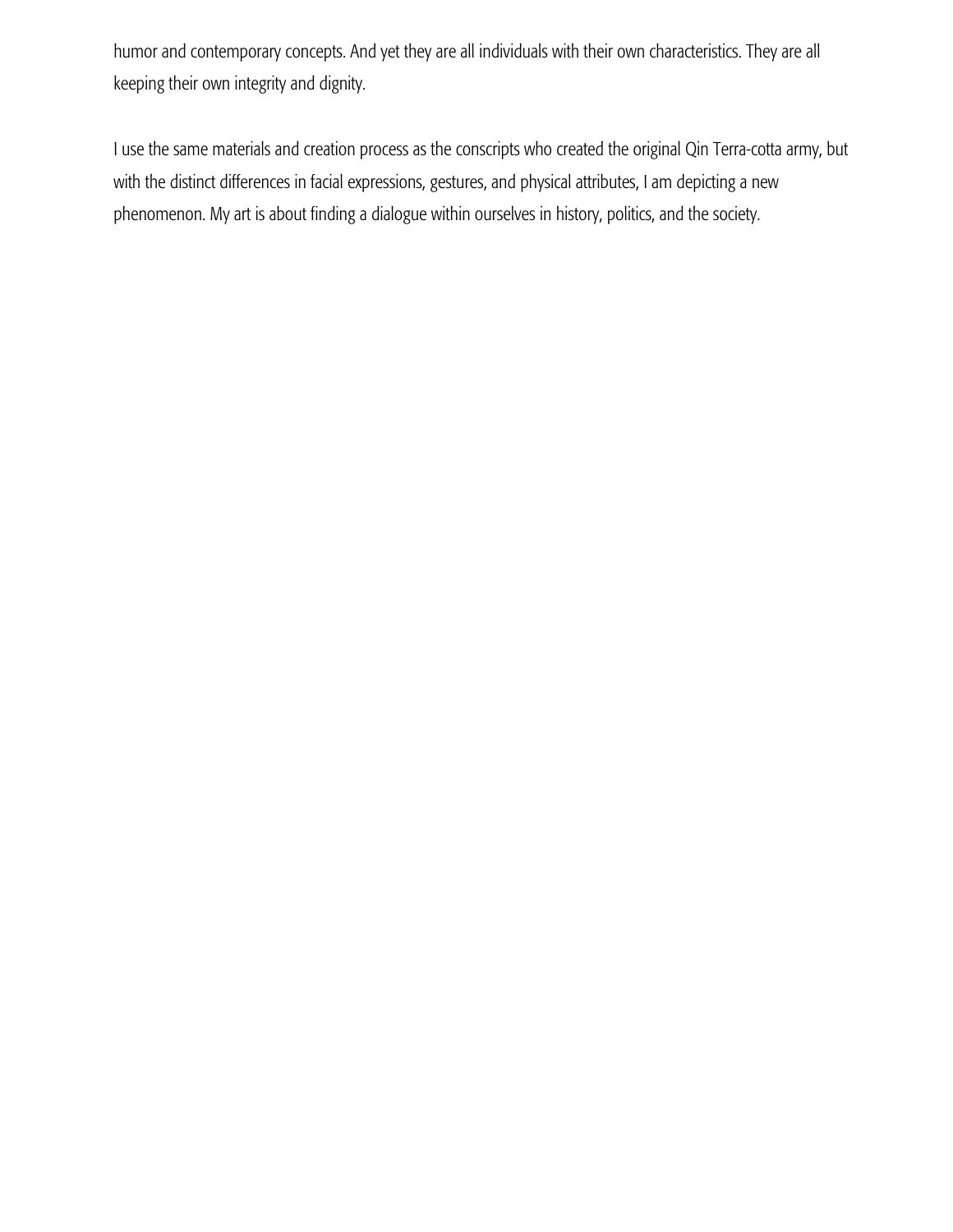humor and contemporary concepts. And yet they are all individuals with their own characteristics. They are all keeping their own integrity and dignity.

I use the same materials and creation process as the conscripts who created the original Qin Terra-cotta army, but with the distinct differences in facial expressions, gestures, and physical attributes, I am depicting a new phenomenon. My art is about finding a dialogue within ourselves in history, politics, and the society.